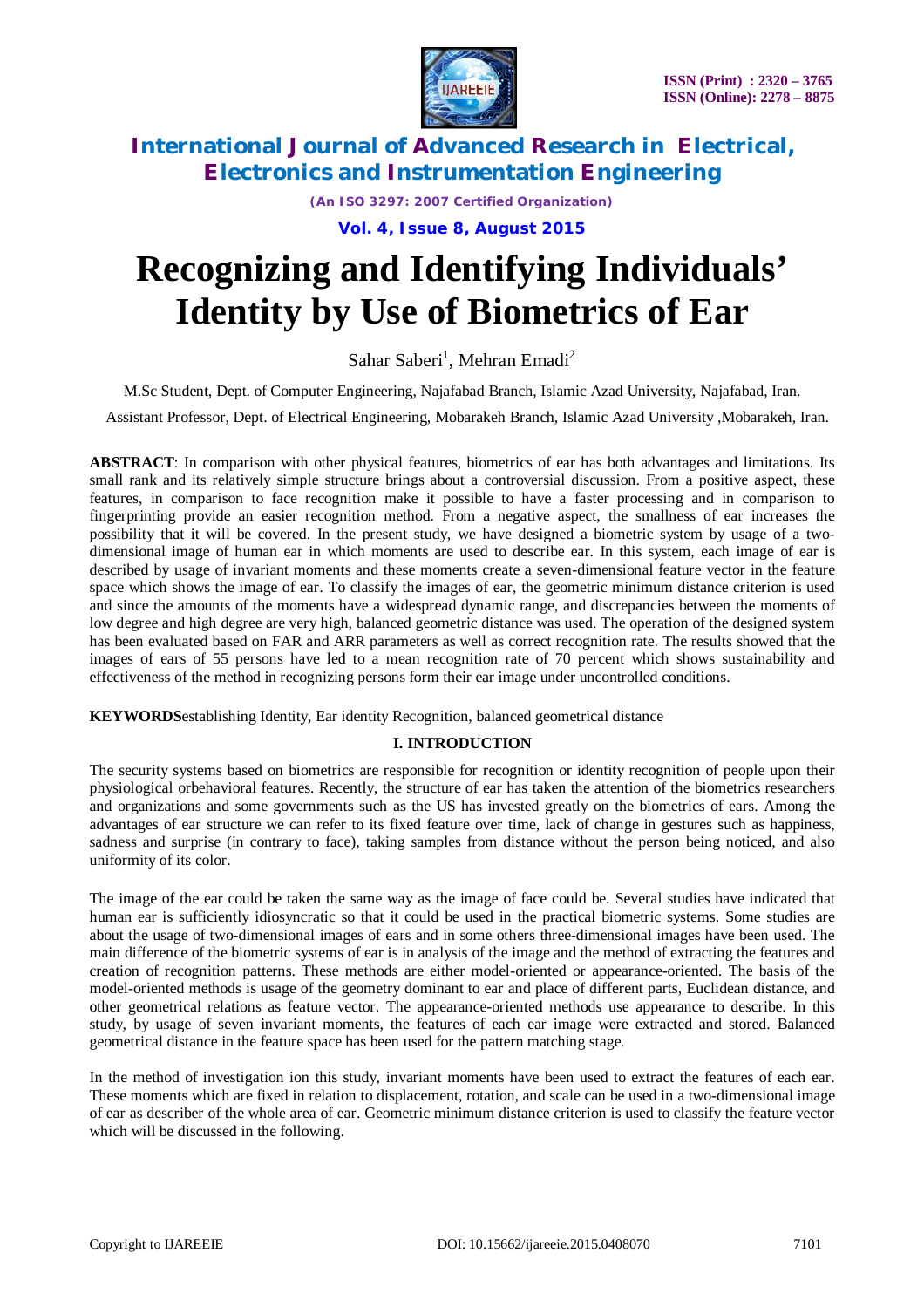# Recognizing and Identifying Individuals' Identity by Use of Biometrics of Ear

Sahar Saberi[1], Mehran Emadi[2]

M.Sc Student, Dept. of Computer Engineering, Najafabad Branch, Islamic Azad University, Najafabad, Iran.

Assistant Professor, Dept. of Electrical Engineering, Mobarakeh Branch, Islamic Azad University ,Mobarakeh, Iran.

**ABSTRACT**: In comparison with other physical features, biometrics of ear has both advantages and limitations. Its small rank and its relatively simple structure brings about a controversial discussion. From a positive aspect, these features, in comparison to face recognition make it possible to have a faster processing and in comparison to fingerprinting provide an easier recognition method. From a negative aspect, the smallness of ear increases the possibility that it will be covered. In the present study, we have designed a biometric system by usage of a two-dimensional image of human ear in which moments are used to describe ear. In this system, each image of ear is described by usage of invariant moments and these moments create a seven-dimensional feature vector in the feature space which shows the image of ear. To classify the images of ear, the geometric minimum distance criterion is used and since the amounts of the moments have a widespread dynamic range, and discrepancies between the moments of low degree and high degree are very high, balanced geometric distance was used. The operation of the designed system has been evaluated based on FAR and ARR parameters as well as correct recognition rate. The results showed that the images of ears of 55 persons have led to a mean recognition rate of 70 percent which shows sustainability and effectiveness of the method in recognizing persons form their ear image under uncontrolled conditions.

**KEYWORDS**establishing Identity, Ear identity Recognition, balanced geometrical distance

## I. INTRODUCTION

The security systems based on biometrics are responsible for recognition or identity recognition of people upon their physiological orbehavioral features. Recently, the structure of ear has taken the attention of the biometrics researchers and organizations and some governments such as the US has invested greatly on the biometrics of ears. Among the advantages of ear structure we can refer to its fixed feature over time, lack of change in gestures such as happiness, sadness and surprise (in contrary to face), taking samples from distance without the person being noticed, and also uniformity of its color.

The image of the ear could be taken the same way as the image of face could be. Several studies have indicated that human ear is sufficiently idiosyncratic so that it could be used in the practical biometric systems. Some studies are about the usage of two-dimensional images of ears and in some others three-dimensional images have been used. The main difference of the biometric systems of ear is in analysis of the image and the method of extracting the features and creation of recognition patterns. These methods are either model-oriented or appearance-oriented. The basis of the model-oriented methods is usage of the geometry dominant to ear and place of different parts, Euclidean distance, and other geometrical relations as feature vector. The appearance-oriented methods use appearance to describe. In this study, by usage of seven invariant moments, the features of each ear image were extracted and stored. Balanced geometrical distance in the feature space has been used for the pattern matching stage.

In the method of investigation ion this study, invariant moments have been used to extract the features of each ear. These moments which are fixed in relation to displacement, rotation, and scale can be used in a two-dimensional image of ear as describer of the whole area of ear. Geometric minimum distance criterion is used to classify the feature vector which will be discussed in the following.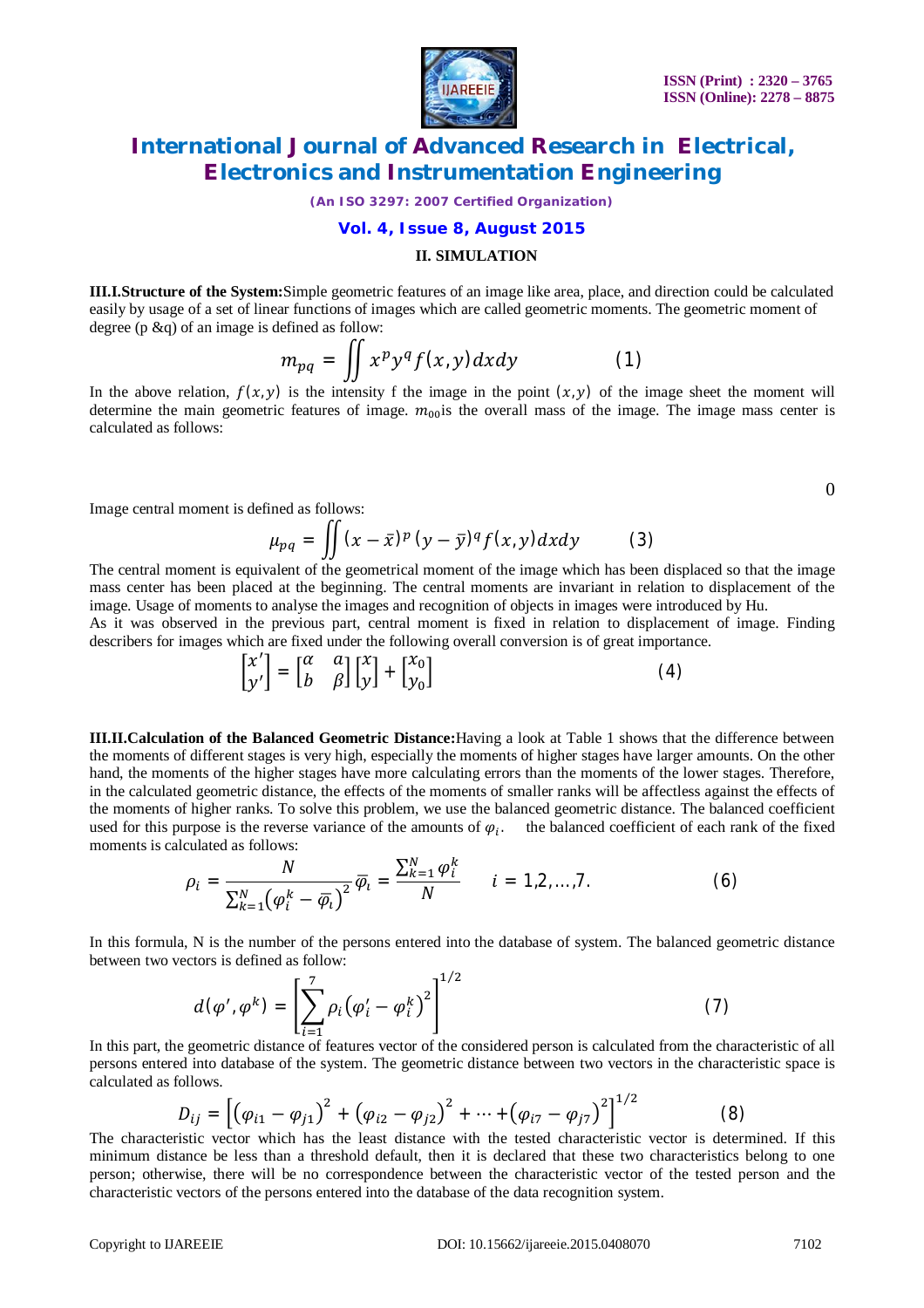**II. SIMULATION**

**III.I.Structure of the System:**Simple geometric features of an image like area, place, and direction could be calculated easily by usage of a set of linear functions of images which are called geometric moments. The geometric moment of degree (p &q) of an image is defined as follow:

$$m_{pq} = \iint x^p y^q f(x,y)\,dxdy \qquad (1)$$

In the above relation, $f(x,y)$ is the intensity f the image in the point $(x,y)$ of the image sheet the moment will determine the main geometric features of image. $m_{00}$is the overall mass of the image. The image mass center is calculated as follows:

0

Image central moment is defined as follows:

$$\mu_{pq} = \iint (x-\bar{x})^p\,(y-\bar{y})^q f(x,y)\,dxdy \qquad (3)$$

The central moment is equivalent of the geometrical moment of the image which has been displaced so that the image mass center has been placed at the beginning. The central moments are invariant in relation to displacement of the image. Usage of moments to analyse the images and recognition of objects in images were introduced by Hu.

As it was observed in the previous part, central moment is fixed in relation to displacement of image. Finding describers for images which are fixed under the following overall conversion is of great importance.

$$\begin{bmatrix} x' \\ y' \end{bmatrix} = \begin{bmatrix} \alpha & a \\ b & \beta \end{bmatrix} \begin{bmatrix} x \\ y \end{bmatrix} + \begin{bmatrix} x_0 \\ y_0 \end{bmatrix} \qquad (4)$$

**III.II.Calculation of the Balanced Geometric Distance:**Having a look at Table 1 shows that the difference between the moments of different stages is very high, especially the moments of higher stages have larger amounts. On the other hand, the moments of the higher stages have more calculating errors than the moments of the lower stages. Therefore, in the calculated geometric distance, the effects of the moments of smaller ranks will be affectless against the effects of the moments of higher ranks. To solve this problem, we use the balanced geometric distance. The balanced coefficient used for this purpose is the reverse variance of the amounts of $\varphi_i$. the balanced coefficient of each rank of the fixed moments is calculated as follows:

$$\rho_i = \frac{N}{\sum_{k=1}^{N}\left(\varphi_i^k - \bar{\varphi}_i\right)^2}\ \bar{\varphi}_i = \frac{\sum_{k=1}^{N}\varphi_i^k}{N} \qquad i = 1,2,\ldots,7. \qquad (6)$$

In this formula, N is the number of the persons entered into the database of system. The balanced geometric distance between two vectors is defined as follow:

$$d(\varphi',\varphi^k) = \left[\sum_{i=1}^{7}\rho_i\left(\varphi_i' - \varphi_i^k\right)^2\right]^{1/2} \qquad (7)$$

In this part, the geometric distance of features vector of the considered person is calculated from the characteristic of all persons entered into database of the system. The geometric distance between two vectors in the characteristic space is calculated as follows.

$$D_{ij} = \left[\left(\varphi_{i1} - \varphi_{j1}\right)^2 + \left(\varphi_{i2} - \varphi_{j2}\right)^2 + \cdots + \left(\varphi_{i7} - \varphi_{j7}\right)^2\right]^{1/2} \qquad (8)$$

The characteristic vector which has the least distance with the tested characteristic vector is determined. If this minimum distance be less than a threshold default, then it is declared that these two characteristics belong to one person; otherwise, there will be no correspondence between the characteristic vector of the tested person and the characteristic vectors of the persons entered into the database of the data recognition system.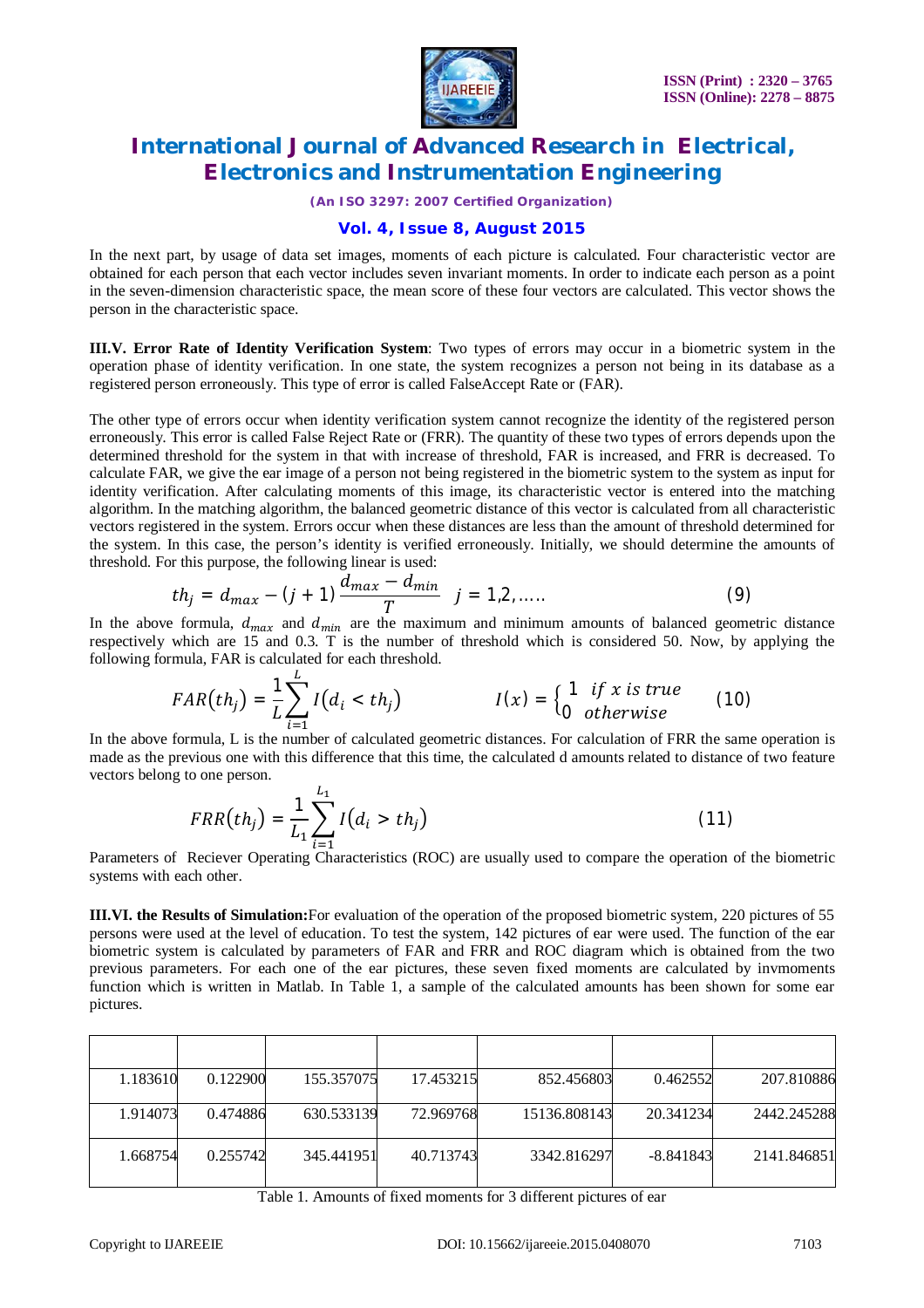In the next part, by usage of data set images, moments of each picture is calculated. Four characteristic vector are obtained for each person that each vector includes seven invariant moments. In order to indicate each person as a point in the seven-dimension characteristic space, the mean score of these four vectors are calculated. This vector shows the person in the characteristic space.

**III.V. Error Rate of Identity Verification System**: Two types of errors may occur in a biometric system in the operation phase of identity verification. In one state, the system recognizes a person not being in its database as a registered person erroneously. This type of error is called FalseAccept Rate or (FAR).

The other type of errors occur when identity verification system cannot recognize the identity of the registered person erroneously. This error is called False Reject Rate or (FRR). The quantity of these two types of errors depends upon the determined threshold for the system in that with increase of threshold, FAR is increased, and FRR is decreased. To calculate FAR, we give the ear image of a person not being registered in the biometric system to the system as input for identity verification. After calculating moments of this image, its characteristic vector is entered into the matching algorithm. In the matching algorithm, the balanced geometric distance of this vector is calculated from all characteristic vectors registered in the system. Errors occur when these distances are less than the amount of threshold determined for the system. In this case, the person's identity is verified erroneously. Initially, we should determine the amounts of threshold. For this purpose, the following linear is used:

$$th_j = d_{max} - (j+1)\,\frac{d_{max} - d_{min}}{T} \quad j = 1,2,\ldots.. \tag{9}$$

In the above formula, $d_{max}$ and $d_{min}$ are the maximum and minimum amounts of balanced geometric distance respectively which are 15 and 0.3. T is the number of threshold which is considered 50. Now, by applying the following formula, FAR is calculated for each threshold.

$$FAR(th_j) = \frac{1}{L}\sum_{i=1}^{L} I(d_i < th_j) \qquad\qquad I(x) = \begin{cases} 1 & if\ x\ is\ true \\ 0 & otherwise \end{cases} \tag{10}$$

In the above formula, L is the number of calculated geometric distances. For calculation of FRR the same operation is made as the previous one with this difference that this time, the calculated d amounts related to distance of two feature vectors belong to one person.

$$FRR(th_j) = \frac{1}{L_1}\sum_{i=1}^{L_1} I(d_i > th_j) \tag{11}$$

Parameters of Reciever Operating Characteristics (ROC) are usually used to compare the operation of the biometric systems with each other.

**III.VI. the Results of Simulation:** For evaluation of the operation of the proposed biometric system, 220 pictures of 55 persons were used at the level of education. To test the system, 142 pictures of ear were used. The function of the ear biometric system is calculated by parameters of FAR and FRR and ROC diagram which is obtained from the two previous parameters. For each one of the ear pictures, these seven fixed moments are calculated by invmoments function which is written in Matlab. In Table 1, a sample of the calculated amounts has been shown for some ear pictures.

| | | | | | | |
|---|---|---|---|---|---|---|
| 1.183610 | 0.122900 | 155.357075 | 17.453215 | 852.456803 | 0.462552 | 207.810886 |
| 1.914073 | 0.474886 | 630.533139 | 72.969768 | 15136.808143 | 20.341234 | 2442.245288 |
| 1.668754 | 0.255742 | 345.441951 | 40.713743 | 3342.816297 | -8.841843 | 2141.846851 |

Table 1. Amounts of fixed moments for 3 different pictures of ear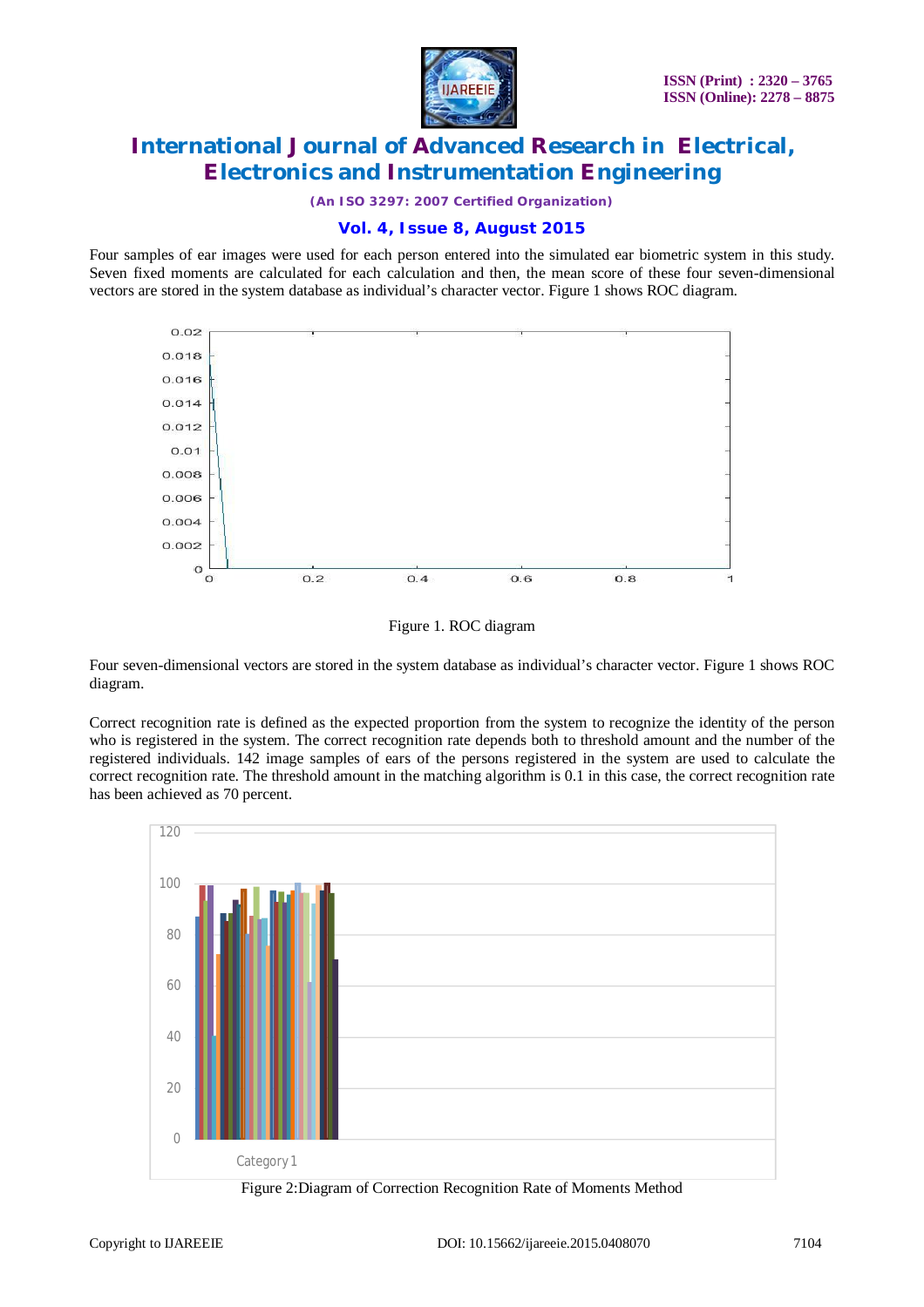Four samples of ear images were used for each person entered into the simulated ear biometric system in this study. Seven fixed moments are calculated for each calculation and then, the mean score of these four seven-dimensional vectors are stored in the system database as individual's character vector. Figure 1 shows ROC diagram.

Figure 1. ROC diagram

Four seven-dimensional vectors are stored in the system database as individual's character vector. Figure 1 shows ROC diagram.

Correct recognition rate is defined as the expected proportion from the system to recognize the identity of the person who is registered in the system. The correct recognition rate depends both to threshold amount and the number of the registered individuals. 142 image samples of ears of the persons registered in the system are used to calculate the correct recognition rate. The threshold amount in the matching algorithm is 0.1 in this case, the correct recognition rate has been achieved as 70 percent.

Figure 2:Diagram of Correction Recognition Rate of Moments Method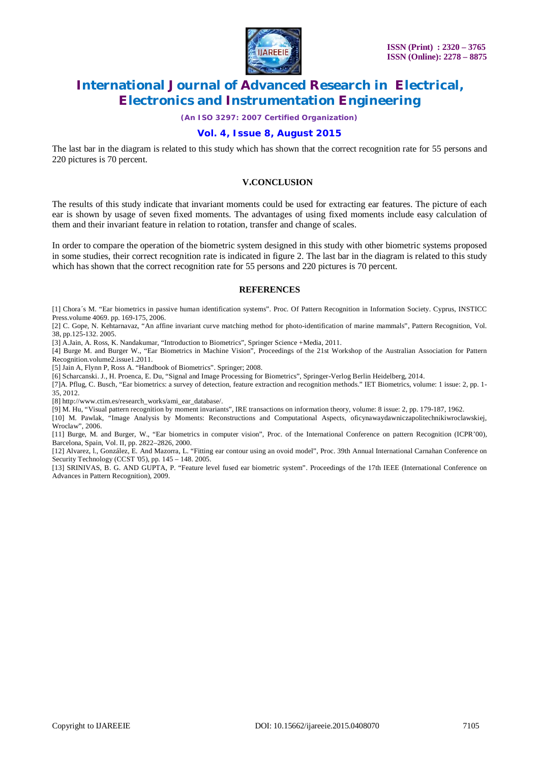The last bar in the diagram is related to this study which has shown that the correct recognition rate for 55 persons and 220 pictures is 70 percent.

## V.CONCLUSION

The results of this study indicate that invariant moments could be used for extracting ear features. The picture of each ear is shown by usage of seven fixed moments. The advantages of using fixed moments include easy calculation of them and their invariant feature in relation to rotation, transfer and change of scales.

In order to compare the operation of the biometric system designed in this study with other biometric systems proposed in some studies, their correct recognition rate is indicated in figure 2. The last bar in the diagram is related to this study which has shown that the correct recognition rate for 55 persons and 220 pictures is 70 percent.

## REFERENCES

[1] Chora´s M. "Ear biometrics in passive human identification systems". Proc. Of Pattern Recognition in Information Society. Cyprus, INSTICC Press.volume 4069. pp. 169-175, 2006.

[2] C. Gope, N. Kehtarnavaz, "An affine invariant curve matching method for photo-identification of marine mammals", Pattern Recognition, Vol. 38, pp.125-132. 2005.

[3] A.Jain, A. Ross, K. Nandakumar, "Introduction to Biometrics", Springer Science +Media, 2011.

[4] Burge M. and Burger W., "Ear Biometrics in Machine Vision", Proceedings of the 21st Workshop of the Australian Association for Pattern Recognition.volume2.issue1.2011.

[5] Jain A, Flynn P, Ross A. "Handbook of Biometrics". Springer; 2008.

[6] Scharcanski. J., H. Proenca, E. Du, "Signal and Image Processing for Biometrics", Springer-Verlog Berlin Heidelberg, 2014.

[7]A. Pflug, C. Busch, "Ear biometrics: a survey of detection, feature extraction and recognition methods." IET Biometrics, volume: 1 issue: 2, pp. 1-35, 2012.

[8] http://www.ctim.es/research_works/ami_ear_database/.

[9] M. Hu, "Visual pattern recognition by moment invariants", IRE transactions on information theory, volume: 8 issue: 2, pp. 179-187, 1962.

[10] M. Pawlak, "Image Analysis by Moments: Reconstructions and Computational Aspects, oficynawaydawniczapolitechnikiwroclawskiej, Wroclaw", 2006.

[11] Burge, M. and Burger, W., "Ear biometrics in computer vision", Proc. of the International Conference on pattern Recognition (ICPR'00), Barcelona, Spain, Vol. II, pp. 2822–2826, 2000.

[12] Alvarez, l., González, E. And Mazorra, L. "Fitting ear contour using an ovoid model", Proc. 39th Annual International Carnahan Conference on Security Technology (CCST '05), pp. 145 – 148. 2005.

[13] SRINIVAS, B. G. AND GUPTA, P. "Feature level fused ear biometric system". Proceedings of the 17th IEEE (International Conference on Advances in Pattern Recognition), 2009.